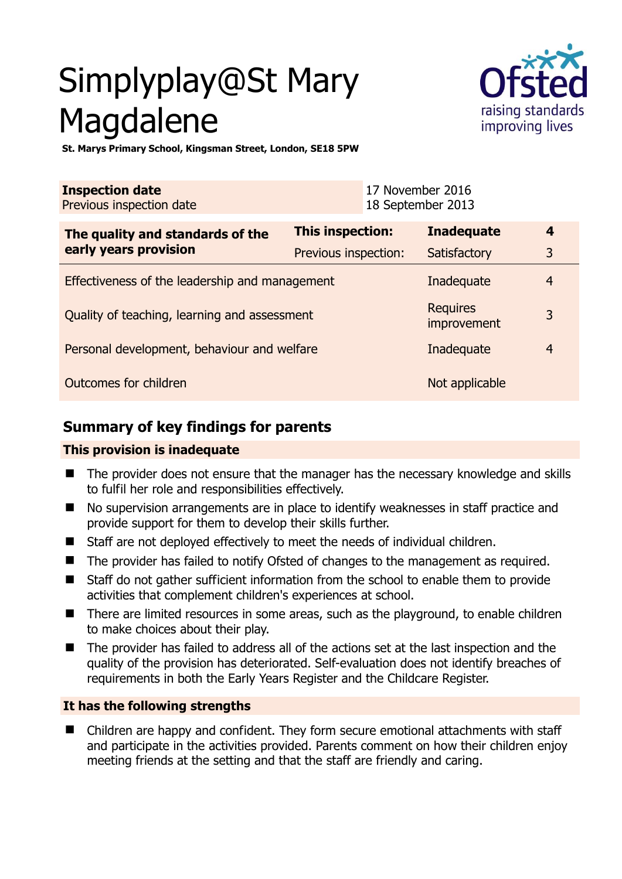# Simplyplay@St Mary Magdalene

**St. Marys Primary School, Kingsman Street, London, SE18 5PW**

| **Inspection date** | 17 November 2016 |
|---|---|
| Previous inspection date | 18 September 2013 |

| **The quality and standards of the early years provision** | **This inspection:** | **Inadequate** | **4** |
|---|---|---|---|
| | Previous inspection: | Satisfactory | 3 |
| Effectiveness of the leadership and management | | Inadequate | 4 |
| Quality of teaching, learning and assessment | | Requires improvement | 3 |
| Personal development, behaviour and welfare | | Inadequate | 4 |
| Outcomes for children | | Not applicable | |

## Summary of key findings for parents

### This provision is inadequate

- The provider does not ensure that the manager has the necessary knowledge and skills to fulfil her role and responsibilities effectively.
- No supervision arrangements are in place to identify weaknesses in staff practice and provide support for them to develop their skills further.
- Staff are not deployed effectively to meet the needs of individual children.
- The provider has failed to notify Ofsted of changes to the management as required.
- Staff do not gather sufficient information from the school to enable them to provide activities that complement children's experiences at school.
- There are limited resources in some areas, such as the playground, to enable children to make choices about their play.
- The provider has failed to address all of the actions set at the last inspection and the quality of the provision has deteriorated. Self-evaluation does not identify breaches of requirements in both the Early Years Register and the Childcare Register.

### It has the following strengths

- Children are happy and confident. They form secure emotional attachments with staff and participate in the activities provided. Parents comment on how their children enjoy meeting friends at the setting and that the staff are friendly and caring.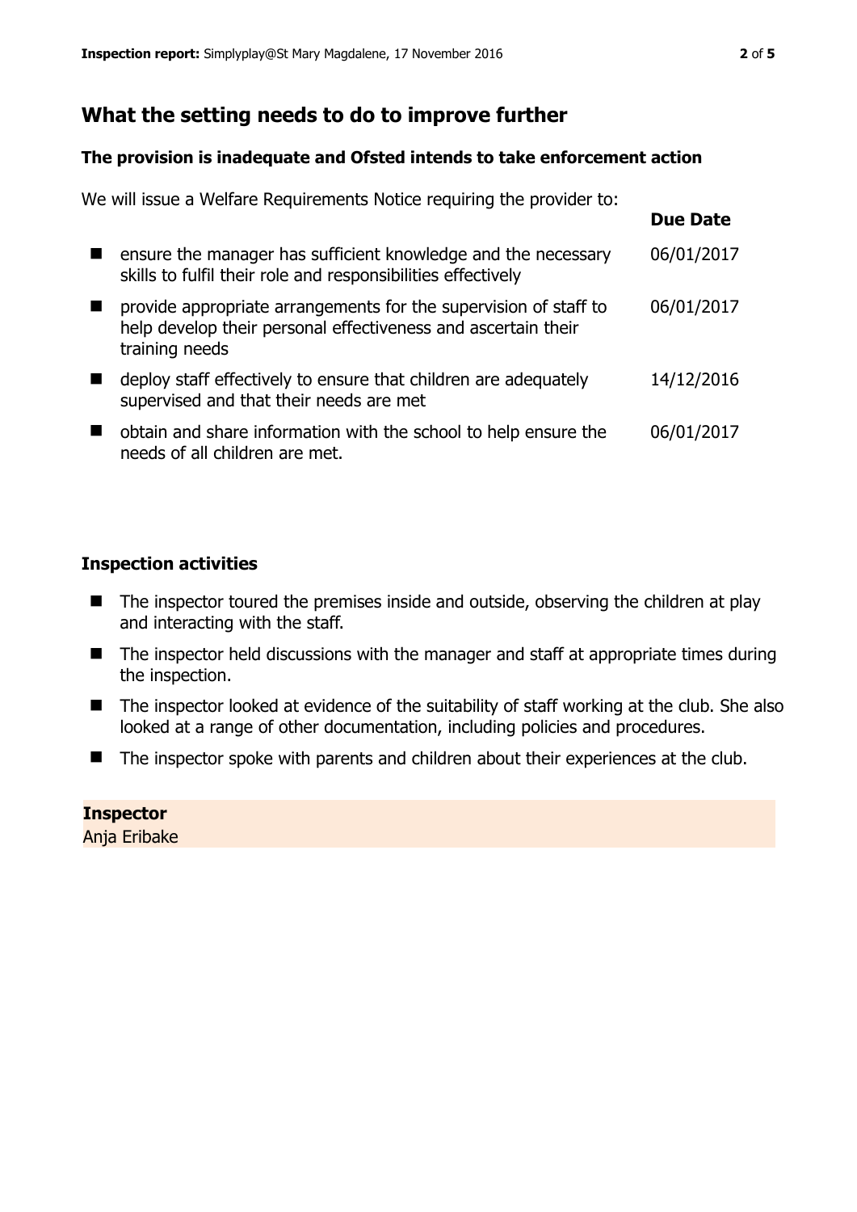## What the setting needs to do to improve further

### The provision is inadequate and Ofsted intends to take enforcement action

We will issue a Welfare Requirements Notice requiring the provider to:

| | Due Date |
|---|---|
| ensure the manager has sufficient knowledge and the necessary skills to fulfil their role and responsibilities effectively | 06/01/2017 |
| provide appropriate arrangements for the supervision of staff to help develop their personal effectiveness and ascertain their training needs | 06/01/2017 |
| deploy staff effectively to ensure that children are adequately supervised and that their needs are met | 14/12/2016 |
| obtain and share information with the school to help ensure the needs of all children are met. | 06/01/2017 |

### Inspection activities

- The inspector toured the premises inside and outside, observing the children at play and interacting with the staff.
- The inspector held discussions with the manager and staff at appropriate times during the inspection.
- The inspector looked at evidence of the suitability of staff working at the club. She also looked at a range of other documentation, including policies and procedures.
- The inspector spoke with parents and children about their experiences at the club.

**Inspector**
Anja Eribake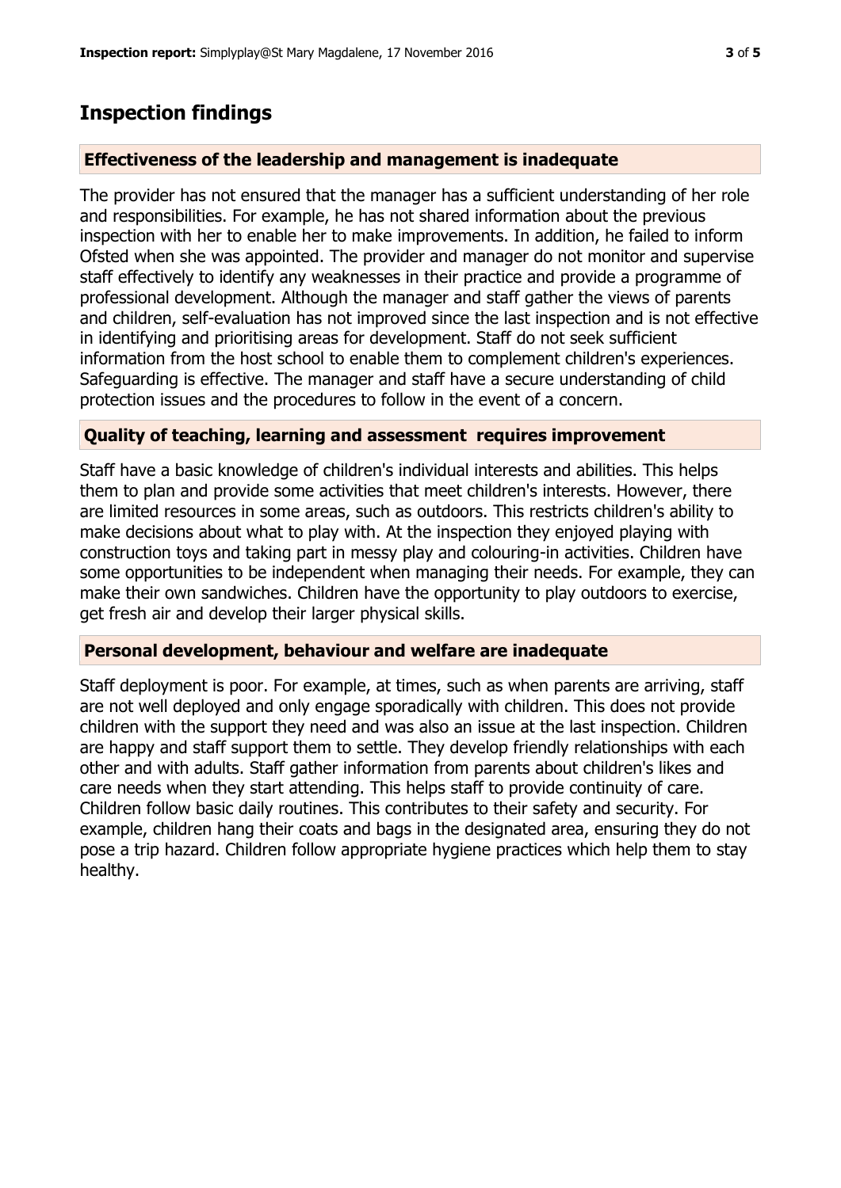## Inspection findings

### Effectiveness of the leadership and management is inadequate

The provider has not ensured that the manager has a sufficient understanding of her role and responsibilities. For example, he has not shared information about the previous inspection with her to enable her to make improvements. In addition, he failed to inform Ofsted when she was appointed. The provider and manager do not monitor and supervise staff effectively to identify any weaknesses in their practice and provide a programme of professional development. Although the manager and staff gather the views of parents and children, self-evaluation has not improved since the last inspection and is not effective in identifying and prioritising areas for development. Staff do not seek sufficient information from the host school to enable them to complement children's experiences. Safeguarding is effective. The manager and staff have a secure understanding of child protection issues and the procedures to follow in the event of a concern.

### Quality of teaching, learning and assessment requires improvement

Staff have a basic knowledge of children's individual interests and abilities. This helps them to plan and provide some activities that meet children's interests. However, there are limited resources in some areas, such as outdoors. This restricts children's ability to make decisions about what to play with. At the inspection they enjoyed playing with construction toys and taking part in messy play and colouring-in activities. Children have some opportunities to be independent when managing their needs. For example, they can make their own sandwiches. Children have the opportunity to play outdoors to exercise, get fresh air and develop their larger physical skills.

### Personal development, behaviour and welfare are inadequate

Staff deployment is poor. For example, at times, such as when parents are arriving, staff are not well deployed and only engage sporadically with children. This does not provide children with the support they need and was also an issue at the last inspection. Children are happy and staff support them to settle. They develop friendly relationships with each other and with adults. Staff gather information from parents about children's likes and care needs when they start attending. This helps staff to provide continuity of care. Children follow basic daily routines. This contributes to their safety and security. For example, children hang their coats and bags in the designated area, ensuring they do not pose a trip hazard. Children follow appropriate hygiene practices which help them to stay healthy.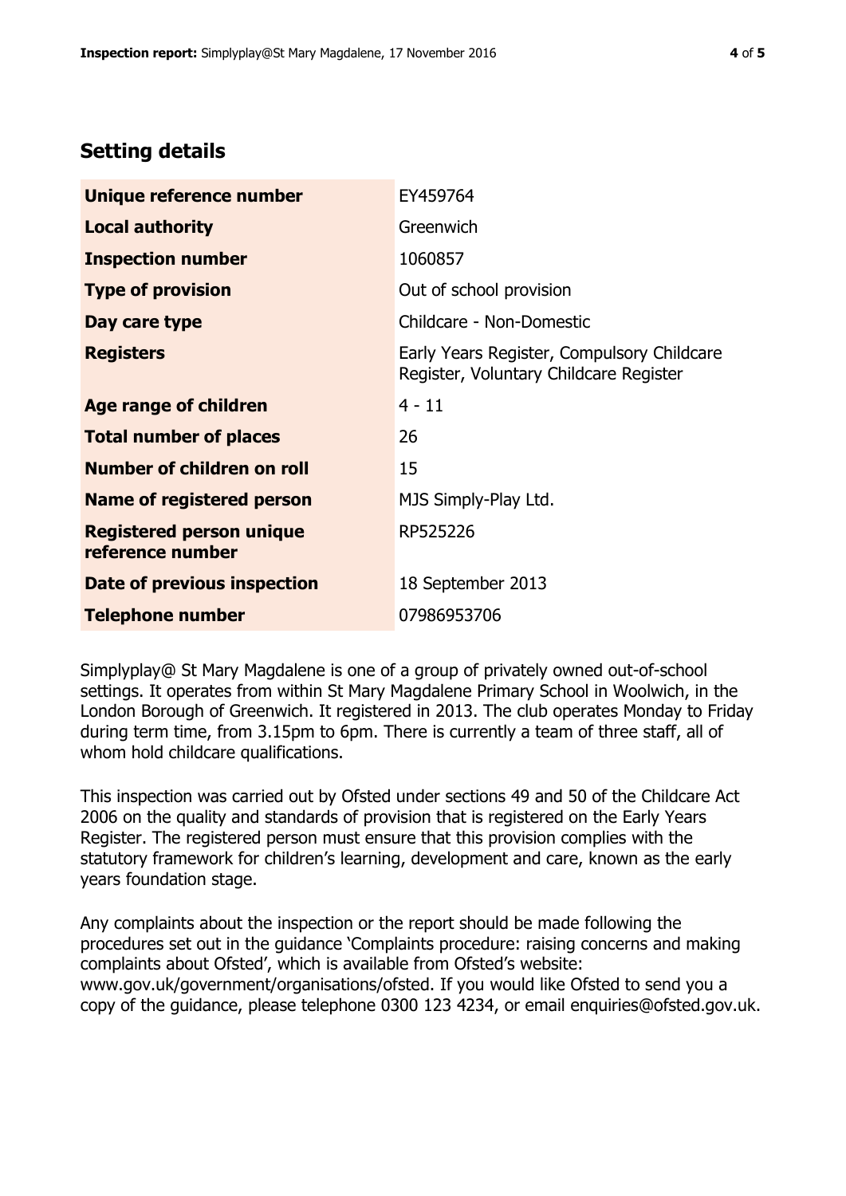## Setting details

| | |
|---|---|
| **Unique reference number** | EY459764 |
| **Local authority** | Greenwich |
| **Inspection number** | 1060857 |
| **Type of provision** | Out of school provision |
| **Day care type** | Childcare - Non-Domestic |
| **Registers** | Early Years Register, Compulsory Childcare Register, Voluntary Childcare Register |
| **Age range of children** | 4 - 11 |
| **Total number of places** | 26 |
| **Number of children on roll** | 15 |
| **Name of registered person** | MJS Simply-Play Ltd. |
| **Registered person unique reference number** | RP525226 |
| **Date of previous inspection** | 18 September 2013 |
| **Telephone number** | 07986953706 |

Simplyplay@ St Mary Magdalene is one of a group of privately owned out-of-school settings. It operates from within St Mary Magdalene Primary School in Woolwich, in the London Borough of Greenwich. It registered in 2013. The club operates Monday to Friday during term time, from 3.15pm to 6pm. There is currently a team of three staff, all of whom hold childcare qualifications.

This inspection was carried out by Ofsted under sections 49 and 50 of the Childcare Act 2006 on the quality and standards of provision that is registered on the Early Years Register. The registered person must ensure that this provision complies with the statutory framework for children's learning, development and care, known as the early years foundation stage.

Any complaints about the inspection or the report should be made following the procedures set out in the guidance 'Complaints procedure: raising concerns and making complaints about Ofsted', which is available from Ofsted's website: www.gov.uk/government/organisations/ofsted. If you would like Ofsted to send you a copy of the guidance, please telephone 0300 123 4234, or email enquiries@ofsted.gov.uk.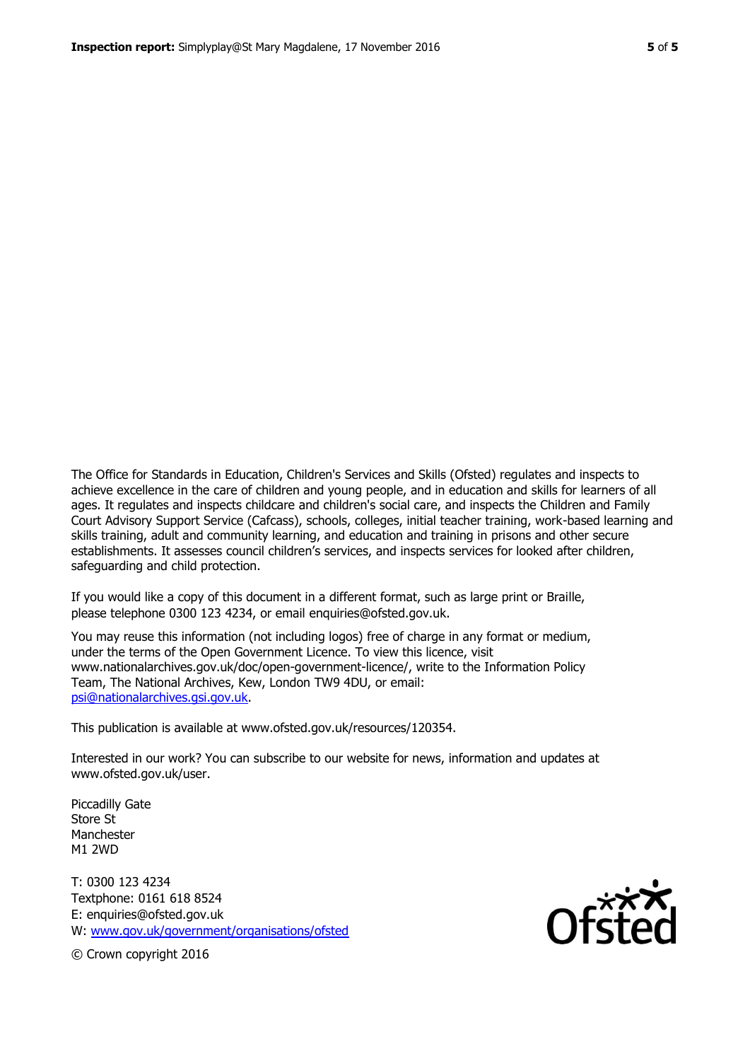The Office for Standards in Education, Children's Services and Skills (Ofsted) regulates and inspects to achieve excellence in the care of children and young people, and in education and skills for learners of all ages. It regulates and inspects childcare and children's social care, and inspects the Children and Family Court Advisory Support Service (Cafcass), schools, colleges, initial teacher training, work-based learning and skills training, adult and community learning, and education and training in prisons and other secure establishments. It assesses council children's services, and inspects services for looked after children, safeguarding and child protection.

If you would like a copy of this document in a different format, such as large print or Braille, please telephone 0300 123 4234, or email enquiries@ofsted.gov.uk.

You may reuse this information (not including logos) free of charge in any format or medium, under the terms of the Open Government Licence. To view this licence, visit www.nationalarchives.gov.uk/doc/open-government-licence/, write to the Information Policy Team, The National Archives, Kew, London TW9 4DU, or email: psi@nationalarchives.gsi.gov.uk.

This publication is available at www.ofsted.gov.uk/resources/120354.

Interested in our work? You can subscribe to our website for news, information and updates at www.ofsted.gov.uk/user.

Piccadilly Gate
Store St
Manchester
M1 2WD

T: 0300 123 4234
Textphone: 0161 618 8524
E: enquiries@ofsted.gov.uk
W: www.gov.uk/government/organisations/ofsted

© Crown copyright 2016